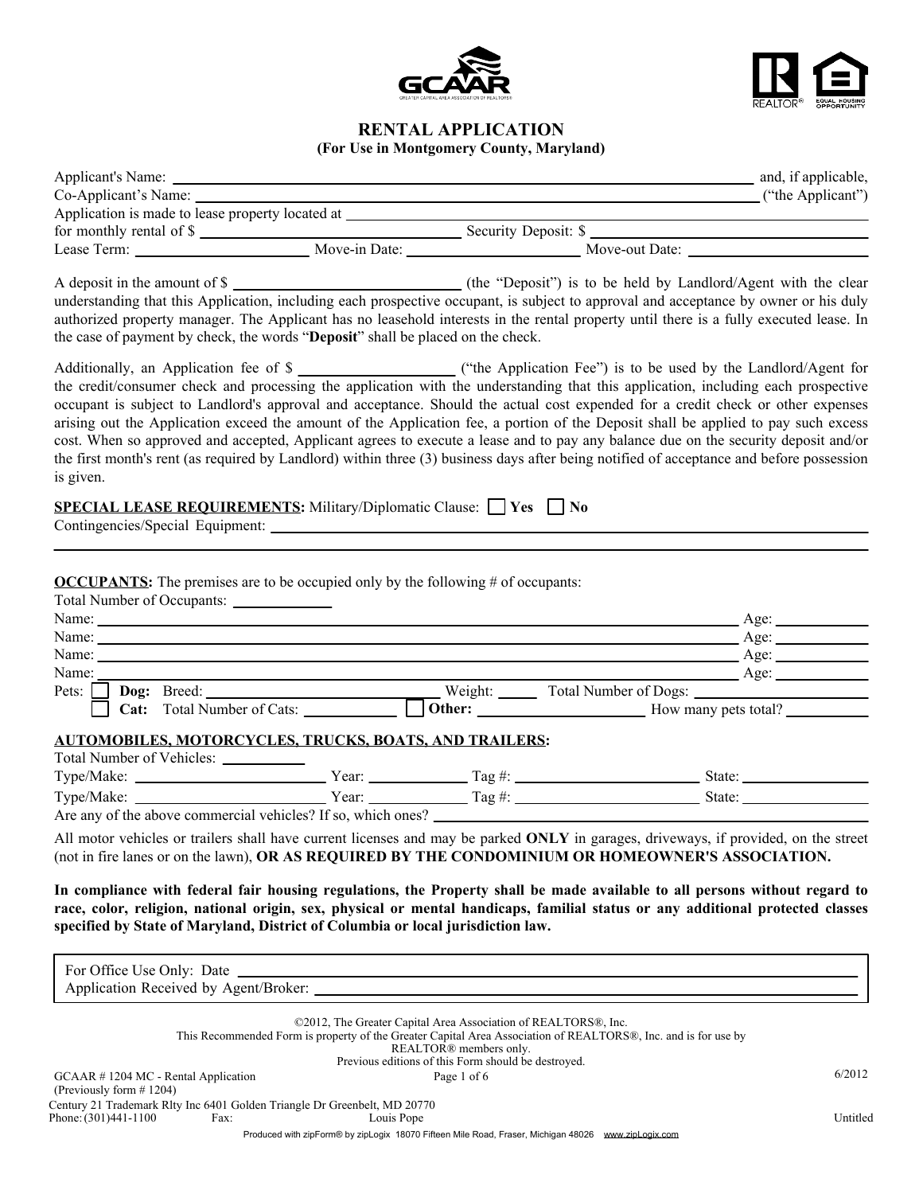# RENTAL APPLICATION

**(For Use in Montgomery County, Maryland)**

Applicant's Name: ____________________________________________ and, if applicable,
Co-Applicant's Name: ____________________________________________ ("the Applicant")
Application is made to lease property located at ____________________________________________
for monthly rental of $ ____________________ Security Deposit: $ ____________________
Lease Term: ____________________ Move-in Date: ____________________ Move-out Date: ____________________

A deposit in the amount of $ ____________________ (the "Deposit") is to be held by Landlord/Agent with the clear understanding that this Application, including each prospective occupant, is subject to approval and acceptance by owner or his duly authorized property manager. The Applicant has no leasehold interests in the rental property until there is a fully executed lease. In the case of payment by check, the words "**Deposit**" shall be placed on the check.

Additionally, an Application fee of $ ____________________ ("the Application Fee") is to be used by the Landlord/Agent for the credit/consumer check and processing the application with the understanding that this application, including each prospective occupant is subject to Landlord's approval and acceptance. Should the actual cost expended for a credit check or other expenses arising out the Application exceed the amount of the Application fee, a portion of the Deposit shall be applied to pay such excess cost. When so approved and accepted, Applicant agrees to execute a lease and to pay any balance due on the security deposit and/or the first month's rent (as required by Landlord) within three (3) business days after being notified of acceptance and before possession is given.

**SPECIAL LEASE REQUIREMENTS:** Military/Diplomatic Clause: ☐ **Yes** ☐ **No**
Contingencies/Special Equipment: ____________________________________________

____________________________________________

**OCCUPANTS:** The premises are to be occupied only by the following # of occupants:
Total Number of Occupants: ____________
Name: ____________________________________________ Age: ____________
Name: ____________________________________________ Age: ____________
Name: ____________________________________________ Age: ____________
Name: ____________________________________________ Age: ____________
Pets: ☐ **Dog:** Breed: ____________________ Weight: ______ Total Number of Dogs: ____________
☐ **Cat:** Total Number of Cats: ____________ ☐ **Other:** ____________________ How many pets total? ____________

**AUTOMOBILES, MOTORCYCLES, TRUCKS, BOATS, AND TRAILERS:**
Total Number of Vehicles: ____________
Type/Make: ____________________ Year: ____________ Tag #: ____________________ State: ____________
Type/Make: ____________________ Year: ____________ Tag #: ____________________ State: ____________
Are any of the above commercial vehicles? If so, which ones? ____________________________________________

All motor vehicles or trailers shall have current licenses and may be parked **ONLY** in garages, driveways, if provided, on the street (not in fire lanes or on the lawn), **OR AS REQUIRED BY THE CONDOMINIUM OR HOMEOWNER'S ASSOCIATION.**

**In compliance with federal fair housing regulations, the Property shall be made available to all persons without regard to race, color, religion, national origin, sex, physical or mental handicaps, familial status or any additional protected classes specified by State of Maryland, District of Columbia or local jurisdiction law.**

For Office Use Only: Date ____________________________________________
Application Received by Agent/Broker: ____________________________________________

©2012, The Greater Capital Area Association of REALTORS®, Inc.
This Recommended Form is property of the Greater Capital Area Association of REALTORS®, Inc. and is for use by REALTOR® members only.
Previous editions of this Form should be destroyed.

GCAAR # 1204 MC - Rental Application (Previously form # 1204) 6/2012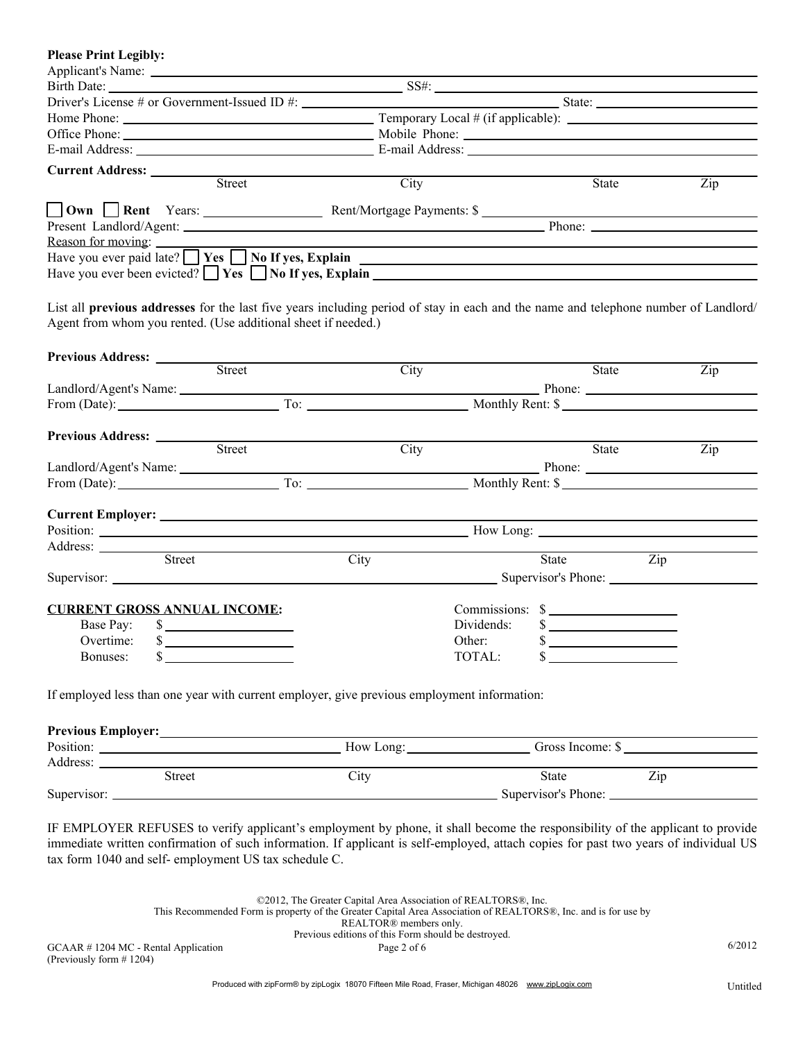**Please Print Legibly:**

Applicant's Name: \_\_\_\_\_\_\_\_\_\_\_\_\_\_\_\_\_\_\_\_\_\_\_\_\_\_\_\_\_\_\_\_\_\_\_\_\_\_\_\_

Birth Date: \_\_\_\_\_\_\_\_\_\_\_\_\_\_\_\_\_\_\_\_ SS#: \_\_\_\_\_\_\_\_\_\_\_\_\_\_\_\_\_\_\_\_

Driver's License # or Government-Issued ID #: \_\_\_\_\_\_\_\_\_\_\_\_\_\_\_\_\_\_\_\_ State: \_\_\_\_\_\_\_\_\_\_

Home Phone: \_\_\_\_\_\_\_\_\_\_\_\_\_\_\_\_\_\_\_\_ Temporary Local # (if applicable): \_\_\_\_\_\_\_\_\_\_\_\_\_\_\_\_\_\_\_\_

Office Phone: \_\_\_\_\_\_\_\_\_\_\_\_\_\_\_\_\_\_\_\_ Mobile Phone: \_\_\_\_\_\_\_\_\_\_\_\_\_\_\_\_\_\_\_\_

E-mail Address: \_\_\_\_\_\_\_\_\_\_\_\_\_\_\_\_\_\_\_\_ E-mail Address: \_\_\_\_\_\_\_\_\_\_\_\_\_\_\_\_\_\_\_\_

**Current Address:** \_\_\_\_\_\_\_\_\_\_\_\_\_\_\_\_\_\_\_\_\_\_\_\_\_\_\_\_\_\_\_\_\_\_\_\_\_\_\_\_

Street | City | State | Zip

☐ **Own** ☐ **Rent** Years: \_\_\_\_\_\_\_\_\_\_ Rent/Mortgage Payments: $ \_\_\_\_\_\_\_\_\_\_\_\_\_\_\_\_\_\_\_\_

Present Landlord/Agent: \_\_\_\_\_\_\_\_\_\_\_\_\_\_\_\_\_\_\_\_ Phone: \_\_\_\_\_\_\_\_\_\_\_\_\_\_\_\_\_\_\_\_

Reason for moving: \_\_\_\_\_\_\_\_\_\_\_\_\_\_\_\_\_\_\_\_\_\_\_\_\_\_\_\_\_\_\_\_\_\_\_\_\_\_\_\_

Have you ever paid late? ☐ **Yes** ☐ **No If yes, Explain** \_\_\_\_\_\_\_\_\_\_\_\_\_\_\_\_\_\_\_\_

Have you ever been evicted? ☐ **Yes** ☐ **No If yes, Explain** \_\_\_\_\_\_\_\_\_\_\_\_\_\_\_\_\_\_\_\_

List all **previous addresses** for the last five years including period of stay in each and the name and telephone number of Landlord/ Agent from whom you rented. (Use additional sheet if needed.)

**Previous Address:** \_\_\_\_\_\_\_\_\_\_\_\_\_\_\_\_\_\_\_\_\_\_\_\_\_\_\_\_\_\_\_\_\_\_\_\_\_\_\_\_

Street | City | State | Zip

Landlord/Agent's Name: \_\_\_\_\_\_\_\_\_\_\_\_\_\_\_\_\_\_\_\_ Phone: \_\_\_\_\_\_\_\_\_\_\_\_\_\_\_\_\_\_\_\_

From (Date): \_\_\_\_\_\_\_\_\_\_ To: \_\_\_\_\_\_\_\_\_\_ Monthly Rent: $ \_\_\_\_\_\_\_\_\_\_

**Previous Address:** \_\_\_\_\_\_\_\_\_\_\_\_\_\_\_\_\_\_\_\_\_\_\_\_\_\_\_\_\_\_\_\_\_\_\_\_\_\_\_\_

Street | City | State | Zip

Landlord/Agent's Name: \_\_\_\_\_\_\_\_\_\_\_\_\_\_\_\_\_\_\_\_ Phone: \_\_\_\_\_\_\_\_\_\_\_\_\_\_\_\_\_\_\_\_

From (Date): \_\_\_\_\_\_\_\_\_\_ To: \_\_\_\_\_\_\_\_\_\_ Monthly Rent: $ \_\_\_\_\_\_\_\_\_\_

**Current Employer:** \_\_\_\_\_\_\_\_\_\_\_\_\_\_\_\_\_\_\_\_\_\_\_\_\_\_\_\_\_\_\_\_\_\_\_\_\_\_\_\_

Position: \_\_\_\_\_\_\_\_\_\_\_\_\_\_\_\_\_\_\_\_ How Long: \_\_\_\_\_\_\_\_\_\_\_\_\_\_\_\_\_\_\_\_

Address: \_\_\_\_\_\_\_\_\_\_\_\_\_\_\_\_\_\_\_\_\_\_\_\_\_\_\_\_\_\_\_\_\_\_\_\_\_\_\_\_

Street | City | State | Zip

Supervisor: \_\_\_\_\_\_\_\_\_\_\_\_\_\_\_\_\_\_\_\_ Supervisor's Phone: \_\_\_\_\_\_\_\_\_\_\_\_\_\_\_\_\_\_\_\_

**CURRENT GROSS ANNUAL INCOME:**

| | | | |
|---|---|---|---|
| Base Pay: | $ \_\_\_\_\_\_\_\_\_\_ | Commissions: | $ \_\_\_\_\_\_\_\_\_\_ |
| Overtime: | $ \_\_\_\_\_\_\_\_\_\_ | Dividends: | $ \_\_\_\_\_\_\_\_\_\_ |
| Bonuses: | $ \_\_\_\_\_\_\_\_\_\_ | Other: | $ \_\_\_\_\_\_\_\_\_\_ |
| | | TOTAL: | $ \_\_\_\_\_\_\_\_\_\_ |

If employed less than one year with current employer, give previous employment information:

**Previous Employer:** \_\_\_\_\_\_\_\_\_\_\_\_\_\_\_\_\_\_\_\_\_\_\_\_\_\_\_\_\_\_\_\_\_\_\_\_\_\_\_\_

Position: \_\_\_\_\_\_\_\_\_\_\_\_\_\_\_\_\_\_\_\_ How Long: \_\_\_\_\_\_\_\_\_\_ Gross Income: $ \_\_\_\_\_\_\_\_\_\_

Address: \_\_\_\_\_\_\_\_\_\_\_\_\_\_\_\_\_\_\_\_\_\_\_\_\_\_\_\_\_\_\_\_\_\_\_\_\_\_\_\_

Street | City | State | Zip

Supervisor: \_\_\_\_\_\_\_\_\_\_\_\_\_\_\_\_\_\_\_\_ Supervisor's Phone: \_\_\_\_\_\_\_\_\_\_\_\_\_\_\_\_\_\_\_\_

IF EMPLOYER REFUSES to verify applicant's employment by phone, it shall become the responsibility of the applicant to provide immediate written confirmation of such information. If applicant is self-employed, attach copies for past two years of individual US tax form 1040 and self- employment US tax schedule C.

©2012, The Greater Capital Area Association of REALTORS®, Inc.
This Recommended Form is property of the Greater Capital Area Association of REALTORS®, Inc. and is for use by REALTOR® members only.
Previous editions of this Form should be destroyed.

GCAAR # 1204 MC - Rental Application (Previously form # 1204) 6/2012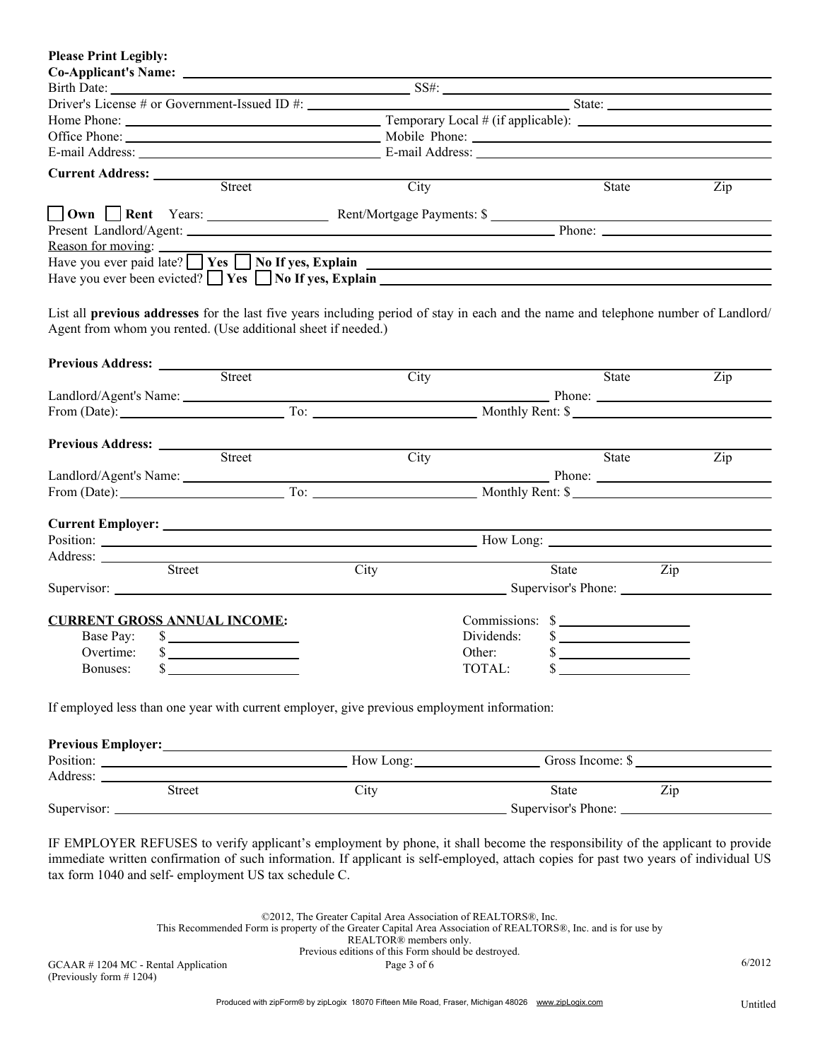**Please Print Legibly:**

**Co-Applicant's Name:** \_\_\_\_\_\_\_\_\_\_\_\_\_\_\_\_\_\_\_\_

Birth Date: \_\_\_\_\_\_\_\_\_\_ SS#: \_\_\_\_\_\_\_\_\_\_

Driver's License # or Government-Issued ID #: \_\_\_\_\_\_\_\_\_\_ State: \_\_\_\_\_\_\_\_\_\_

Home Phone: \_\_\_\_\_\_\_\_\_\_ Temporary Local # (if applicable): \_\_\_\_\_\_\_\_\_\_

Office Phone: \_\_\_\_\_\_\_\_\_\_ Mobile Phone: \_\_\_\_\_\_\_\_\_\_

E-mail Address: \_\_\_\_\_\_\_\_\_\_ E-mail Address: \_\_\_\_\_\_\_\_\_\_

**Current Address:** \_\_\_\_\_\_\_\_\_\_\_\_\_\_\_\_\_\_\_\_

Street | City | State | Zip

☐ **Own** ☐ **Rent** Years: \_\_\_\_\_\_\_\_\_\_ Rent/Mortgage Payments: $ \_\_\_\_\_\_\_\_\_\_

Present Landlord/Agent: \_\_\_\_\_\_\_\_\_\_ Phone: \_\_\_\_\_\_\_\_\_\_

Reason for moving: \_\_\_\_\_\_\_\_\_\_

Have you ever paid late? ☐ **Yes** ☐ **No If yes, Explain** \_\_\_\_\_\_\_\_\_\_

Have you ever been evicted? ☐ **Yes** ☐ **No If yes, Explain** \_\_\_\_\_\_\_\_\_\_

List all **previous addresses** for the last five years including period of stay in each and the name and telephone number of Landlord/ Agent from whom you rented. (Use additional sheet if needed.)

**Previous Address:** \_\_\_\_\_\_\_\_\_\_\_\_\_\_\_\_\_\_\_\_

Street | City | State | Zip

Landlord/Agent's Name: \_\_\_\_\_\_\_\_\_\_ Phone: \_\_\_\_\_\_\_\_\_\_

From (Date): \_\_\_\_\_\_\_\_\_\_ To: \_\_\_\_\_\_\_\_\_\_ Monthly Rent: $ \_\_\_\_\_\_\_\_\_\_

**Previous Address:** \_\_\_\_\_\_\_\_\_\_\_\_\_\_\_\_\_\_\_\_

Street | City | State | Zip

Landlord/Agent's Name: \_\_\_\_\_\_\_\_\_\_ Phone: \_\_\_\_\_\_\_\_\_\_

From (Date): \_\_\_\_\_\_\_\_\_\_ To: \_\_\_\_\_\_\_\_\_\_ Monthly Rent: $ \_\_\_\_\_\_\_\_\_\_

**Current Employer:** \_\_\_\_\_\_\_\_\_\_\_\_\_\_\_\_\_\_\_\_

Position: \_\_\_\_\_\_\_\_\_\_ How Long: \_\_\_\_\_\_\_\_\_\_

Address: \_\_\_\_\_\_\_\_\_\_\_\_\_\_\_\_\_\_\_\_

Street | City | State | Zip

Supervisor: \_\_\_\_\_\_\_\_\_\_ Supervisor's Phone: \_\_\_\_\_\_\_\_\_\_

**CURRENT GROSS ANNUAL INCOME:**

| | | | |
|---|---|---|---|
| Base Pay: | $ \_\_\_\_\_\_\_\_\_\_ | Commissions: | $ \_\_\_\_\_\_\_\_\_\_ |
| Overtime: | $ \_\_\_\_\_\_\_\_\_\_ | Dividends: | $ \_\_\_\_\_\_\_\_\_\_ |
| Bonuses: | $ \_\_\_\_\_\_\_\_\_\_ | Other: | $ \_\_\_\_\_\_\_\_\_\_ |
| | | TOTAL: | $ \_\_\_\_\_\_\_\_\_\_ |

If employed less than one year with current employer, give previous employment information:

**Previous Employer:** \_\_\_\_\_\_\_\_\_\_\_\_\_\_\_\_\_\_\_\_

Position: \_\_\_\_\_\_\_\_\_\_ How Long: \_\_\_\_\_\_\_\_\_\_ Gross Income: $ \_\_\_\_\_\_\_\_\_\_

Address: \_\_\_\_\_\_\_\_\_\_\_\_\_\_\_\_\_\_\_\_

Street | City | State | Zip

Supervisor: \_\_\_\_\_\_\_\_\_\_ Supervisor's Phone: \_\_\_\_\_\_\_\_\_\_

IF EMPLOYER REFUSES to verify applicant's employment by phone, it shall become the responsibility of the applicant to provide immediate written confirmation of such information. If applicant is self-employed, attach copies for past two years of individual US tax form 1040 and self- employment US tax schedule C.

©2012, The Greater Capital Area Association of REALTORS®, Inc.
This Recommended Form is property of the Greater Capital Area Association of REALTORS®, Inc. and is for use by REALTOR® members only.
Previous editions of this Form should be destroyed.

GCAAR # 1204 MC - Rental Application
(Previously form # 1204)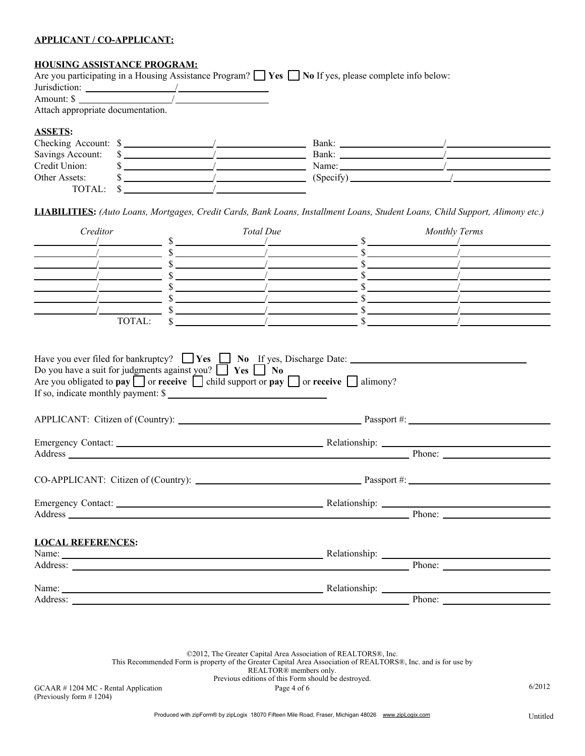**APPLICANT / CO-APPLICANT:**

**HOUSING ASSISTANCE PROGRAM:**

Are you participating in a Housing Assistance Program? ☐ **Yes** ☐ **No** If yes, please complete info below:

Jurisdiction: ____________________/____________________

Amount: $ ____________________/____________________

Attach appropriate documentation.

**ASSETS:**

| | | | |
|---|---|---|---|
| Checking Account: | $ ____________/____________ | Bank: | ____________/____________ |
| Savings Account: | $ ____________/____________ | Bank: | ____________/____________ |
| Credit Union: | $ ____________/____________ | Name: | ____________/____________ |
| Other Assets: | $ ____________/____________ | (Specify) | ____________/____________ |
| TOTAL: | $ ____________/____________ | | |

**LIABILITIES:** *(Auto Loans, Mortgages, Credit Cards, Bank Loans, Installment Loans, Student Loans, Child Support, Alimony etc.)*

| *Creditor* | *Total Due* | *Monthly Terms* |
|---|---|---|
| ________/________ | $ ________/________ | $ ________/________ |
| ________/________ | $ ________/________ | $ ________/________ |
| ________/________ | $ ________/________ | $ ________/________ |
| ________/________ | $ ________/________ | $ ________/________ |
| ________/________ | $ ________/________ | $ ________/________ |
| ________/________ | $ ________/________ | $ ________/________ |
| ________/________ | $ ________/________ | $ ________/________ |
| TOTAL: | $ ________/________ | $ ________/________ |

Have you ever filed for bankruptcy? ☐ **Yes** ☐ **No** If yes, Discharge Date: ____________________

Do you have a suit for judgments against you? ☐ **Yes** ☐ **No**

Are you obligated to **pay** ☐ or **receive** ☐ child support or **pay** ☐ or **receive** ☐ alimony?

If so, indicate monthly payment: $ ____________________

APPLICANT: Citizen of (Country): ____________________ Passport #: ____________________

Emergency Contact: ____________________ Relationship: ____________________

Address ____________________ Phone: ____________________

CO-APPLICANT: Citizen of (Country): ____________________ Passport #: ____________________

Emergency Contact: ____________________ Relationship: ____________________

Address ____________________ Phone: ____________________

**LOCAL REFERENCES:**

Name: ____________________ Relationship: ____________________

Address: ____________________ Phone: ____________________

Name: ____________________ Relationship: ____________________

Address: ____________________ Phone: ____________________

©2012, The Greater Capital Area Association of REALTORS®, Inc.
This Recommended Form is property of the Greater Capital Area Association of REALTORS®, Inc. and is for use by REALTOR® members only.
Previous editions of this Form should be destroyed.

GCAAR # 1204 MC - Rental Application (Previously form # 1204) 6/2012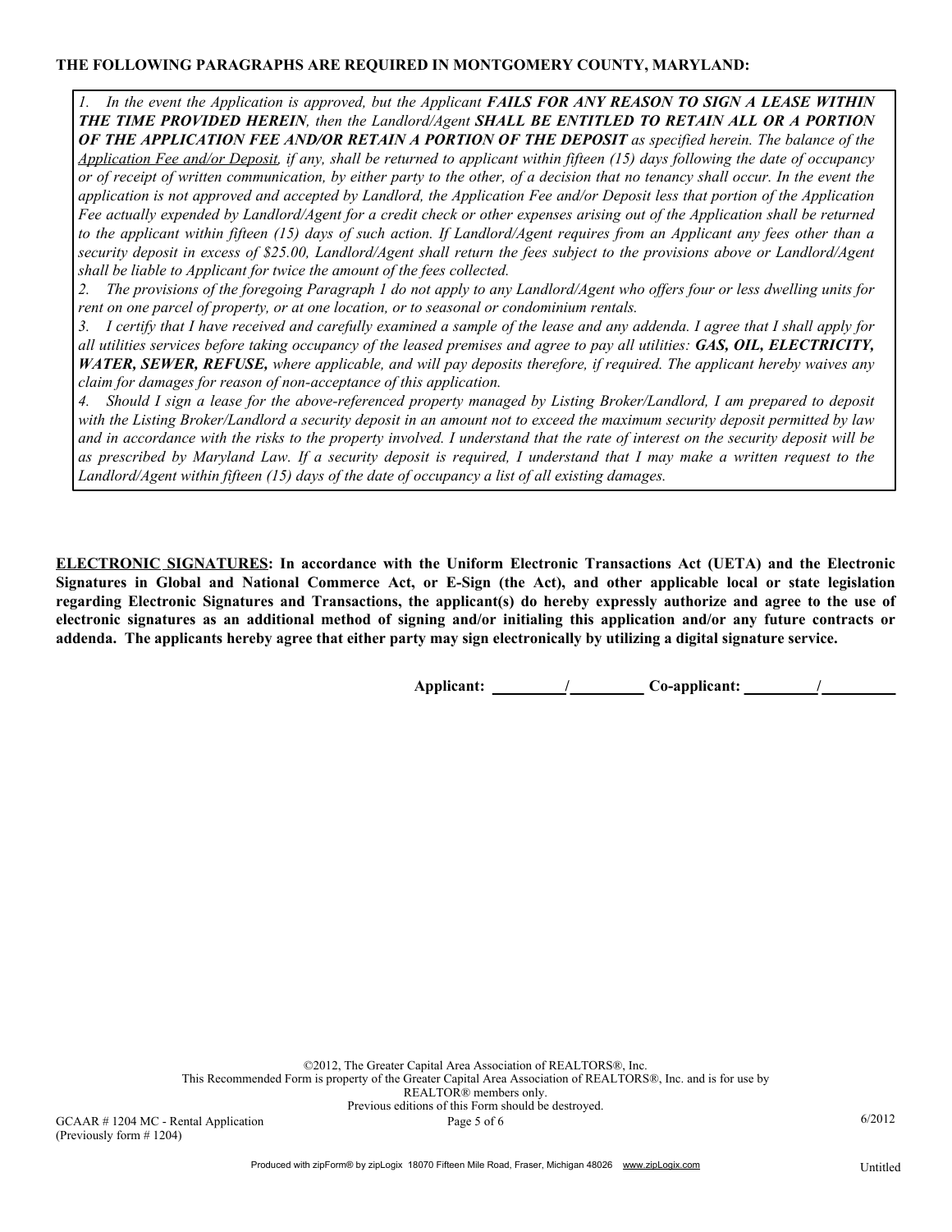**THE FOLLOWING PARAGRAPHS ARE REQUIRED IN MONTGOMERY COUNTY, MARYLAND:**

*1. In the event the Application is approved, but the Applicant* ***FAILS FOR ANY REASON TO SIGN A LEASE WITHIN THE TIME PROVIDED HEREIN****, then the Landlord/Agent* ***SHALL BE ENTITLED TO RETAIN ALL OR A PORTION OF THE APPLICATION FEE AND/OR RETAIN A PORTION OF THE DEPOSIT*** *as specified herein. The balance of the* *<u>Application Fee and/or Deposit</u>, if any, shall be returned to applicant within fifteen (15) days following the date of occupancy or of receipt of written communication, by either party to the other, of a decision that no tenancy shall occur. In the event the application is not approved and accepted by Landlord, the Application Fee and/or Deposit less that portion of the Application Fee actually expended by Landlord/Agent for a credit check or other expenses arising out of the Application shall be returned to the applicant within fifteen (15) days of such action. If Landlord/Agent requires from an Applicant any fees other than a security deposit in excess of $25.00, Landlord/Agent shall return the fees subject to the provisions above or Landlord/Agent shall be liable to Applicant for twice the amount of the fees collected.*

*2. The provisions of the foregoing Paragraph 1 do not apply to any Landlord/Agent who offers four or less dwelling units for rent on one parcel of property, or at one location, or to seasonal or condominium rentals.*

*3. I certify that I have received and carefully examined a sample of the lease and any addenda. I agree that I shall apply for all utilities services before taking occupancy of the leased premises and agree to pay all utilities:* ***GAS, OIL, ELECTRICITY, WATER, SEWER, REFUSE,*** *where applicable, and will pay deposits therefore, if required. The applicant hereby waives any claim for damages for reason of non-acceptance of this application.*

*4. Should I sign a lease for the above-referenced property managed by Listing Broker/Landlord, I am prepared to deposit with the Listing Broker/Landlord a security deposit in an amount not to exceed the maximum security deposit permitted by law and in accordance with the risks to the property involved. I understand that the rate of interest on the security deposit will be as prescribed by Maryland Law. If a security deposit is required, I understand that I may make a written request to the Landlord/Agent within fifteen (15) days of the date of occupancy a list of all existing damages.*

**<u>ELECTRONIC SIGNATURES</u>: In accordance with the Uniform Electronic Transactions Act (UETA) and the Electronic Signatures in Global and National Commerce Act, or E-Sign (the Act), and other applicable local or state legislation regarding Electronic Signatures and Transactions, the applicant(s) do hereby expressly authorize and agree to the use of electronic signatures as an additional method of signing and/or initialing this application and/or any future contracts or addenda. The applicants hereby agree that either party may sign electronically by utilizing a digital signature service.**

**Applicant: _________/_________ Co-applicant: _________/_________**

©2012, The Greater Capital Area Association of REALTORS®, Inc.
This Recommended Form is property of the Greater Capital Area Association of REALTORS®, Inc. and is for use by REALTOR® members only.
Previous editions of this Form should be destroyed.

GCAAR # 1204 MC - Rental Application (Previously form # 1204) 6/2012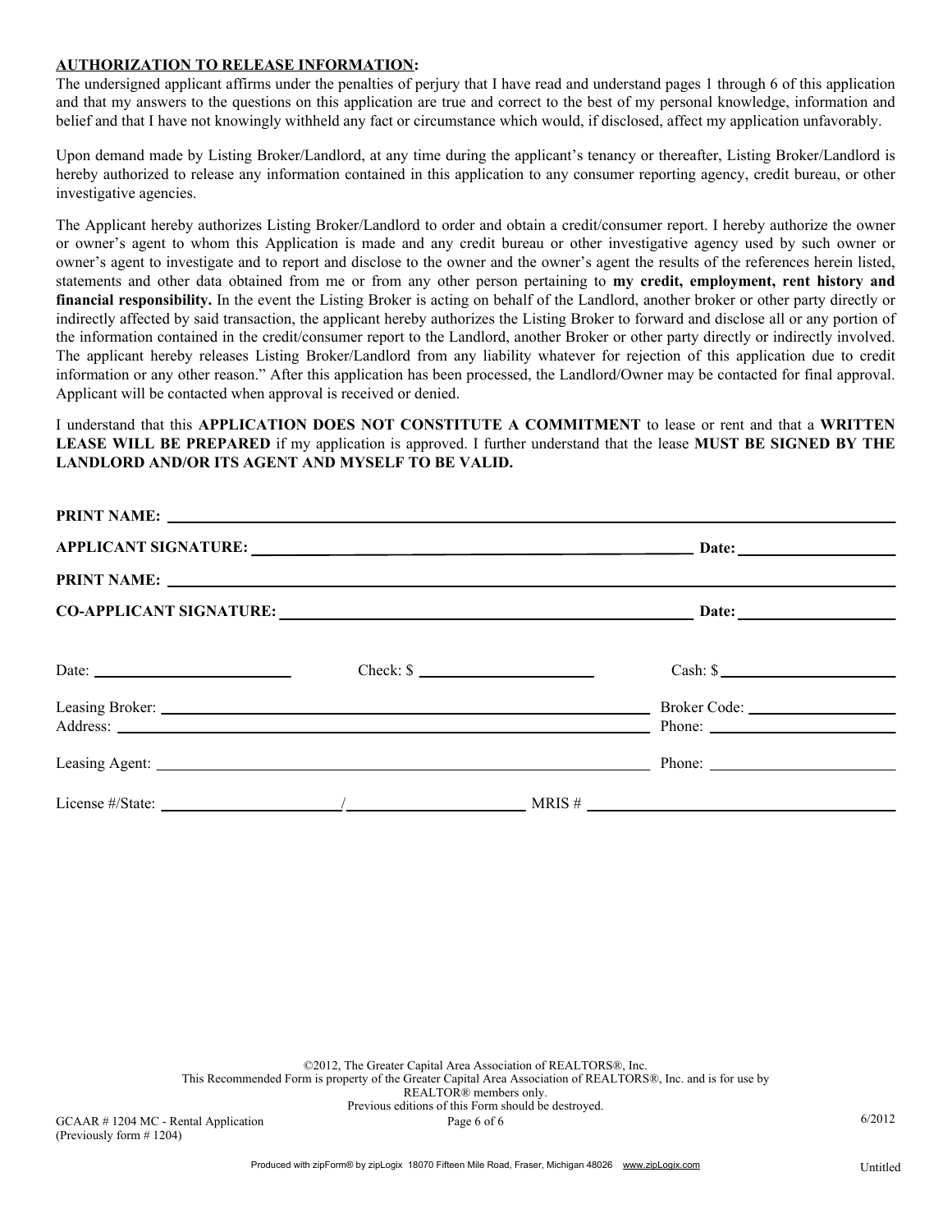**AUTHORIZATION TO RELEASE INFORMATION:**

The undersigned applicant affirms under the penalties of perjury that I have read and understand pages 1 through 6 of this application and that my answers to the questions on this application are true and correct to the best of my personal knowledge, information and belief and that I have not knowingly withheld any fact or circumstance which would, if disclosed, affect my application unfavorably.

Upon demand made by Listing Broker/Landlord, at any time during the applicant's tenancy or thereafter, Listing Broker/Landlord is hereby authorized to release any information contained in this application to any consumer reporting agency, credit bureau, or other investigative agencies.

The Applicant hereby authorizes Listing Broker/Landlord to order and obtain a credit/consumer report. I hereby authorize the owner or owner's agent to whom this Application is made and any credit bureau or other investigative agency used by such owner or owner's agent to investigate and to report and disclose to the owner and the owner's agent the results of the references herein listed, statements and other data obtained from me or from any other person pertaining to **my credit, employment, rent history and financial responsibility.** In the event the Listing Broker is acting on behalf of the Landlord, another broker or other party directly or indirectly affected by said transaction, the applicant hereby authorizes the Listing Broker to forward and disclose all or any portion of the information contained in the credit/consumer report to the Landlord, another Broker or other party directly or indirectly involved. The applicant hereby releases Listing Broker/Landlord from any liability whatever for rejection of this application due to credit information or any other reason." After this application has been processed, the Landlord/Owner may be contacted for final approval. Applicant will be contacted when approval is received or denied.

I understand that this **APPLICATION DOES NOT CONSTITUTE A COMMITMENT** to lease or rent and that a **WRITTEN LEASE WILL BE PREPARED** if my application is approved. I further understand that the lease **MUST BE SIGNED BY THE LANDLORD AND/OR ITS AGENT AND MYSELF TO BE VALID.**

**PRINT NAME:** ______________________________

**APPLICANT SIGNATURE:** ______________________________ **Date:** ______________

**PRINT NAME:** ______________________________

**CO-APPLICANT SIGNATURE:** ______________________________ **Date:** ______________

Date: ______________ Check: $ ______________ Cash: $ ______________

Leasing Broker: ______________________________ Broker Code: ______________
Address: ______________________________ Phone: ______________

Leasing Agent: ______________________________ Phone: ______________

License #/State: ______________ / ______________ MRIS # ______________

©2012, The Greater Capital Area Association of REALTORS®, Inc.
This Recommended Form is property of the Greater Capital Area Association of REALTORS®, Inc. and is for use by REALTOR® members only.
Previous editions of this Form should be destroyed.

GCAAR # 1204 MC - Rental Application (Previously form # 1204) 6/2012